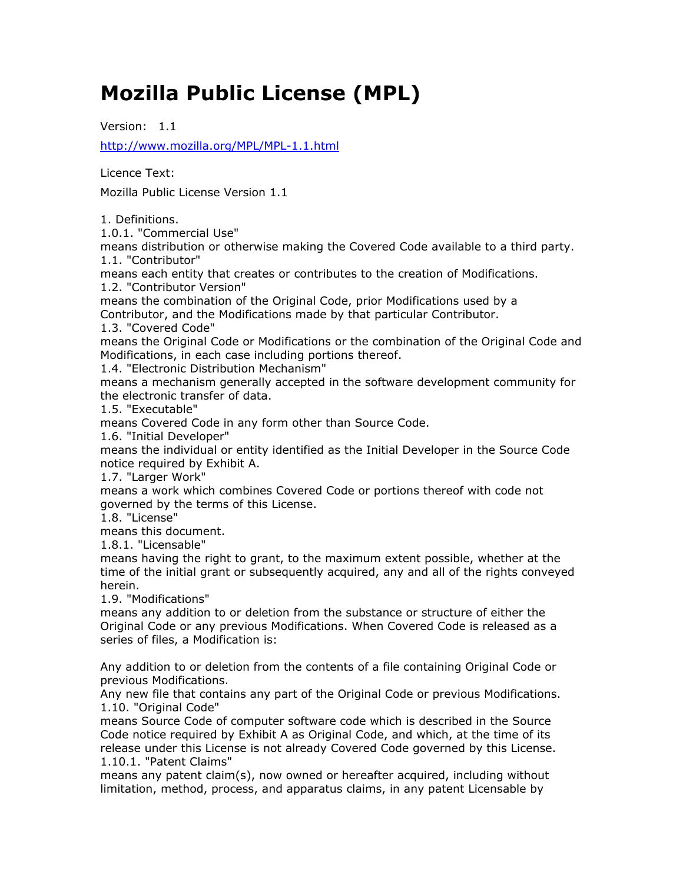# Mozilla Public License (MPL)

Version: 1.1

http://www.mozilla.org/MPL/MPL-1.1.html

Licence Text:

Mozilla Public License Version 1.1

1. Definitions.
1.0.1. "Commercial Use"
means distribution or otherwise making the Covered Code available to a third party.
1.1. "Contributor"
means each entity that creates or contributes to the creation of Modifications.
1.2. "Contributor Version"
means the combination of the Original Code, prior Modifications used by a Contributor, and the Modifications made by that particular Contributor.
1.3. "Covered Code"
means the Original Code or Modifications or the combination of the Original Code and Modifications, in each case including portions thereof.
1.4. "Electronic Distribution Mechanism"
means a mechanism generally accepted in the software development community for the electronic transfer of data.
1.5. "Executable"
means Covered Code in any form other than Source Code.
1.6. "Initial Developer"
means the individual or entity identified as the Initial Developer in the Source Code notice required by Exhibit A.
1.7. "Larger Work"
means a work which combines Covered Code or portions thereof with code not governed by the terms of this License.
1.8. "License"
means this document.
1.8.1. "Licensable"
means having the right to grant, to the maximum extent possible, whether at the time of the initial grant or subsequently acquired, any and all of the rights conveyed herein.
1.9. "Modifications"
means any addition to or deletion from the substance or structure of either the Original Code or any previous Modifications. When Covered Code is released as a series of files, a Modification is:

Any addition to or deletion from the contents of a file containing Original Code or previous Modifications.
Any new file that contains any part of the Original Code or previous Modifications.
1.10. "Original Code"
means Source Code of computer software code which is described in the Source Code notice required by Exhibit A as Original Code, and which, at the time of its release under this License is not already Covered Code governed by this License.
1.10.1. "Patent Claims"
means any patent claim(s), now owned or hereafter acquired, including without limitation, method, process, and apparatus claims, in any patent Licensable by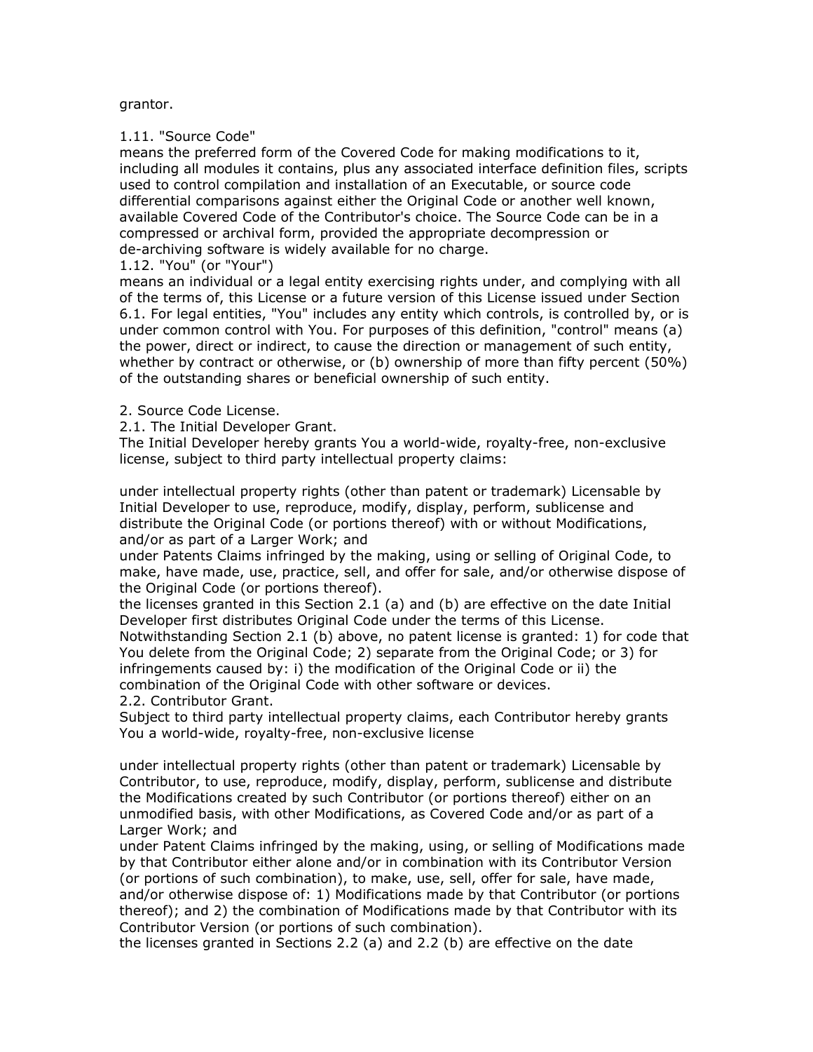grantor.

1.11. "Source Code"
means the preferred form of the Covered Code for making modifications to it, including all modules it contains, plus any associated interface definition files, scripts used to control compilation and installation of an Executable, or source code differential comparisons against either the Original Code or another well known, available Covered Code of the Contributor's choice. The Source Code can be in a compressed or archival form, provided the appropriate decompression or de-archiving software is widely available for no charge.
1.12. "You" (or "Your")
means an individual or a legal entity exercising rights under, and complying with all of the terms of, this License or a future version of this License issued under Section 6.1. For legal entities, "You" includes any entity which controls, is controlled by, or is under common control with You. For purposes of this definition, "control" means (a) the power, direct or indirect, to cause the direction or management of such entity, whether by contract or otherwise, or (b) ownership of more than fifty percent (50%) of the outstanding shares or beneficial ownership of such entity.

2. Source Code License.
2.1. The Initial Developer Grant.
The Initial Developer hereby grants You a world-wide, royalty-free, non-exclusive license, subject to third party intellectual property claims:

under intellectual property rights (other than patent or trademark) Licensable by Initial Developer to use, reproduce, modify, display, perform, sublicense and distribute the Original Code (or portions thereof) with or without Modifications, and/or as part of a Larger Work; and
under Patents Claims infringed by the making, using or selling of Original Code, to make, have made, use, practice, sell, and offer for sale, and/or otherwise dispose of the Original Code (or portions thereof).
the licenses granted in this Section 2.1 (a) and (b) are effective on the date Initial Developer first distributes Original Code under the terms of this License.
Notwithstanding Section 2.1 (b) above, no patent license is granted: 1) for code that You delete from the Original Code; 2) separate from the Original Code; or 3) for infringements caused by: i) the modification of the Original Code or ii) the combination of the Original Code with other software or devices.
2.2. Contributor Grant.
Subject to third party intellectual property claims, each Contributor hereby grants You a world-wide, royalty-free, non-exclusive license

under intellectual property rights (other than patent or trademark) Licensable by Contributor, to use, reproduce, modify, display, perform, sublicense and distribute the Modifications created by such Contributor (or portions thereof) either on an unmodified basis, with other Modifications, as Covered Code and/or as part of a Larger Work; and
under Patent Claims infringed by the making, using, or selling of Modifications made by that Contributor either alone and/or in combination with its Contributor Version (or portions of such combination), to make, use, sell, offer for sale, have made, and/or otherwise dispose of: 1) Modifications made by that Contributor (or portions thereof); and 2) the combination of Modifications made by that Contributor with its Contributor Version (or portions of such combination).
the licenses granted in Sections 2.2 (a) and 2.2 (b) are effective on the date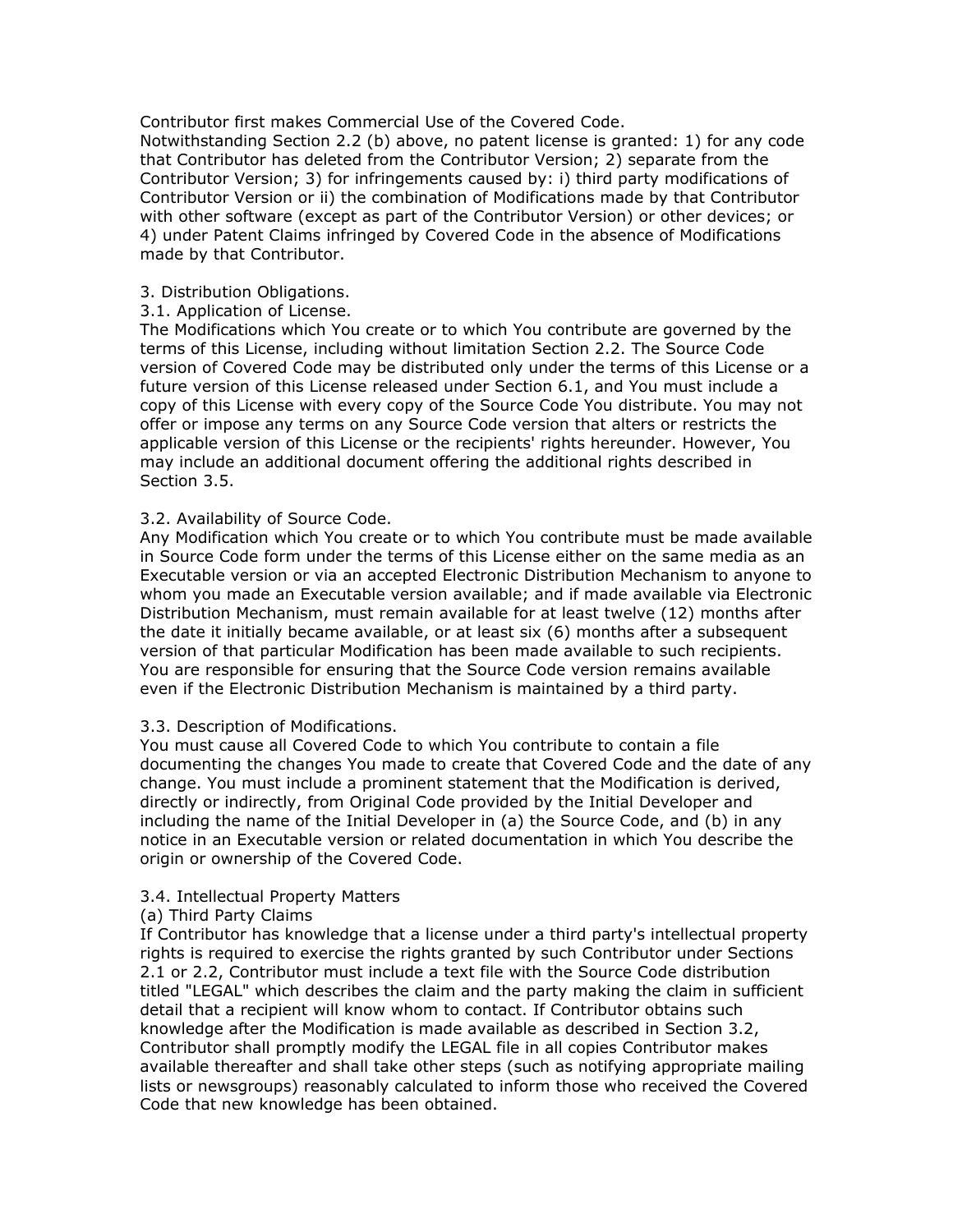Contributor first makes Commercial Use of the Covered Code.
Notwithstanding Section 2.2 (b) above, no patent license is granted: 1) for any code that Contributor has deleted from the Contributor Version; 2) separate from the Contributor Version; 3) for infringements caused by: i) third party modifications of Contributor Version or ii) the combination of Modifications made by that Contributor with other software (except as part of the Contributor Version) or other devices; or 4) under Patent Claims infringed by Covered Code in the absence of Modifications made by that Contributor.

3. Distribution Obligations.
3.1. Application of License.
The Modifications which You create or to which You contribute are governed by the terms of this License, including without limitation Section 2.2. The Source Code version of Covered Code may be distributed only under the terms of this License or a future version of this License released under Section 6.1, and You must include a copy of this License with every copy of the Source Code You distribute. You may not offer or impose any terms on any Source Code version that alters or restricts the applicable version of this License or the recipients' rights hereunder. However, You may include an additional document offering the additional rights described in Section 3.5.

3.2. Availability of Source Code.
Any Modification which You create or to which You contribute must be made available in Source Code form under the terms of this License either on the same media as an Executable version or via an accepted Electronic Distribution Mechanism to anyone to whom you made an Executable version available; and if made available via Electronic Distribution Mechanism, must remain available for at least twelve (12) months after the date it initially became available, or at least six (6) months after a subsequent version of that particular Modification has been made available to such recipients. You are responsible for ensuring that the Source Code version remains available even if the Electronic Distribution Mechanism is maintained by a third party.

3.3. Description of Modifications.
You must cause all Covered Code to which You contribute to contain a file documenting the changes You made to create that Covered Code and the date of any change. You must include a prominent statement that the Modification is derived, directly or indirectly, from Original Code provided by the Initial Developer and including the name of the Initial Developer in (a) the Source Code, and (b) in any notice in an Executable version or related documentation in which You describe the origin or ownership of the Covered Code.

3.4. Intellectual Property Matters
(a) Third Party Claims
If Contributor has knowledge that a license under a third party's intellectual property rights is required to exercise the rights granted by such Contributor under Sections 2.1 or 2.2, Contributor must include a text file with the Source Code distribution titled "LEGAL" which describes the claim and the party making the claim in sufficient detail that a recipient will know whom to contact. If Contributor obtains such knowledge after the Modification is made available as described in Section 3.2, Contributor shall promptly modify the LEGAL file in all copies Contributor makes available thereafter and shall take other steps (such as notifying appropriate mailing lists or newsgroups) reasonably calculated to inform those who received the Covered Code that new knowledge has been obtained.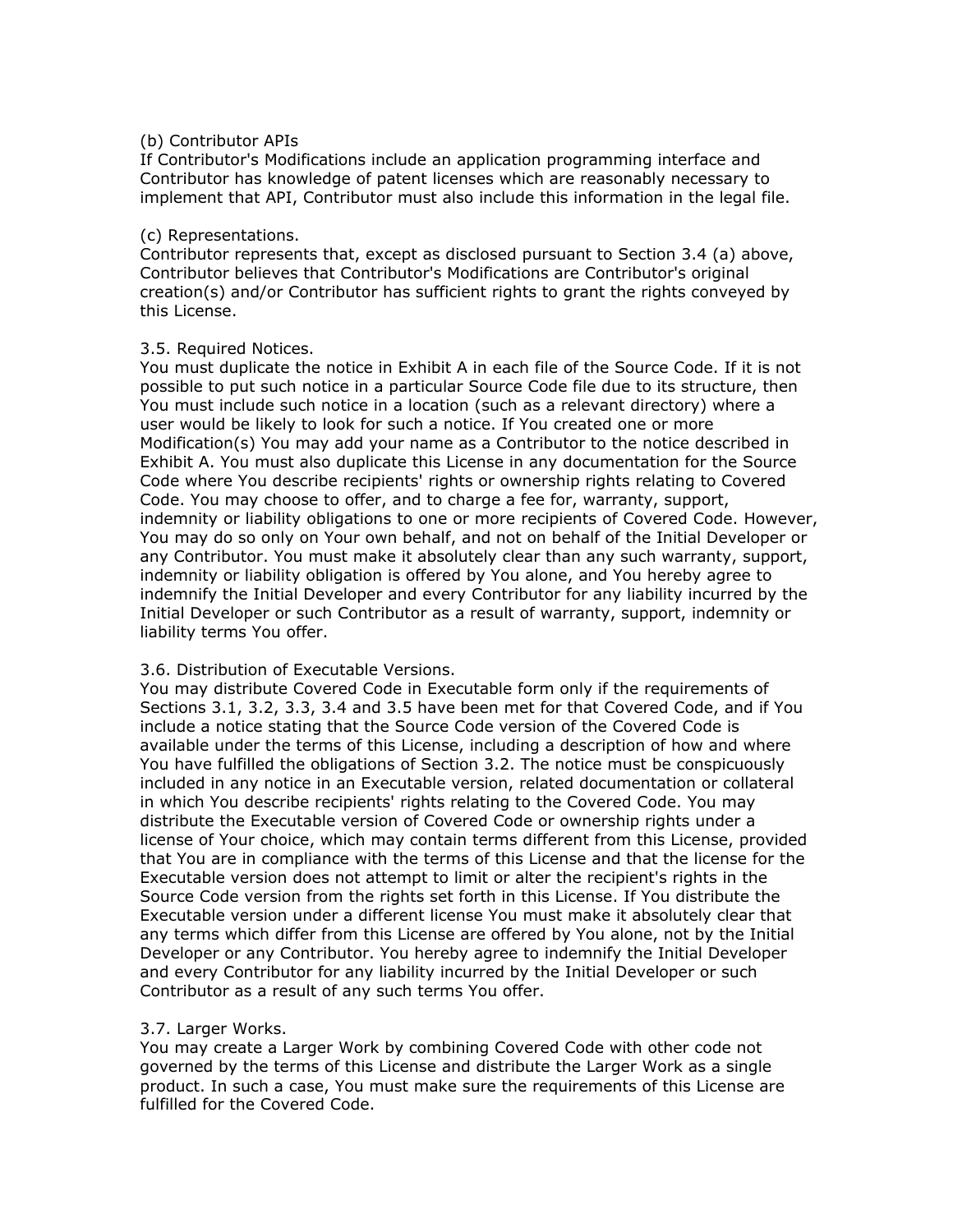(b) Contributor APIs
If Contributor's Modifications include an application programming interface and Contributor has knowledge of patent licenses which are reasonably necessary to implement that API, Contributor must also include this information in the legal file.

(c) Representations.
Contributor represents that, except as disclosed pursuant to Section 3.4 (a) above, Contributor believes that Contributor's Modifications are Contributor's original creation(s) and/or Contributor has sufficient rights to grant the rights conveyed by this License.

3.5. Required Notices.
You must duplicate the notice in Exhibit A in each file of the Source Code. If it is not possible to put such notice in a particular Source Code file due to its structure, then You must include such notice in a location (such as a relevant directory) where a user would be likely to look for such a notice. If You created one or more Modification(s) You may add your name as a Contributor to the notice described in Exhibit A. You must also duplicate this License in any documentation for the Source Code where You describe recipients' rights or ownership rights relating to Covered Code. You may choose to offer, and to charge a fee for, warranty, support, indemnity or liability obligations to one or more recipients of Covered Code. However, You may do so only on Your own behalf, and not on behalf of the Initial Developer or any Contributor. You must make it absolutely clear than any such warranty, support, indemnity or liability obligation is offered by You alone, and You hereby agree to indemnify the Initial Developer and every Contributor for any liability incurred by the Initial Developer or such Contributor as a result of warranty, support, indemnity or liability terms You offer.

3.6. Distribution of Executable Versions.
You may distribute Covered Code in Executable form only if the requirements of Sections 3.1, 3.2, 3.3, 3.4 and 3.5 have been met for that Covered Code, and if You include a notice stating that the Source Code version of the Covered Code is available under the terms of this License, including a description of how and where You have fulfilled the obligations of Section 3.2. The notice must be conspicuously included in any notice in an Executable version, related documentation or collateral in which You describe recipients' rights relating to the Covered Code. You may distribute the Executable version of Covered Code or ownership rights under a license of Your choice, which may contain terms different from this License, provided that You are in compliance with the terms of this License and that the license for the Executable version does not attempt to limit or alter the recipient's rights in the Source Code version from the rights set forth in this License. If You distribute the Executable version under a different license You must make it absolutely clear that any terms which differ from this License are offered by You alone, not by the Initial Developer or any Contributor. You hereby agree to indemnify the Initial Developer and every Contributor for any liability incurred by the Initial Developer or such Contributor as a result of any such terms You offer.

3.7. Larger Works.
You may create a Larger Work by combining Covered Code with other code not governed by the terms of this License and distribute the Larger Work as a single product. In such a case, You must make sure the requirements of this License are fulfilled for the Covered Code.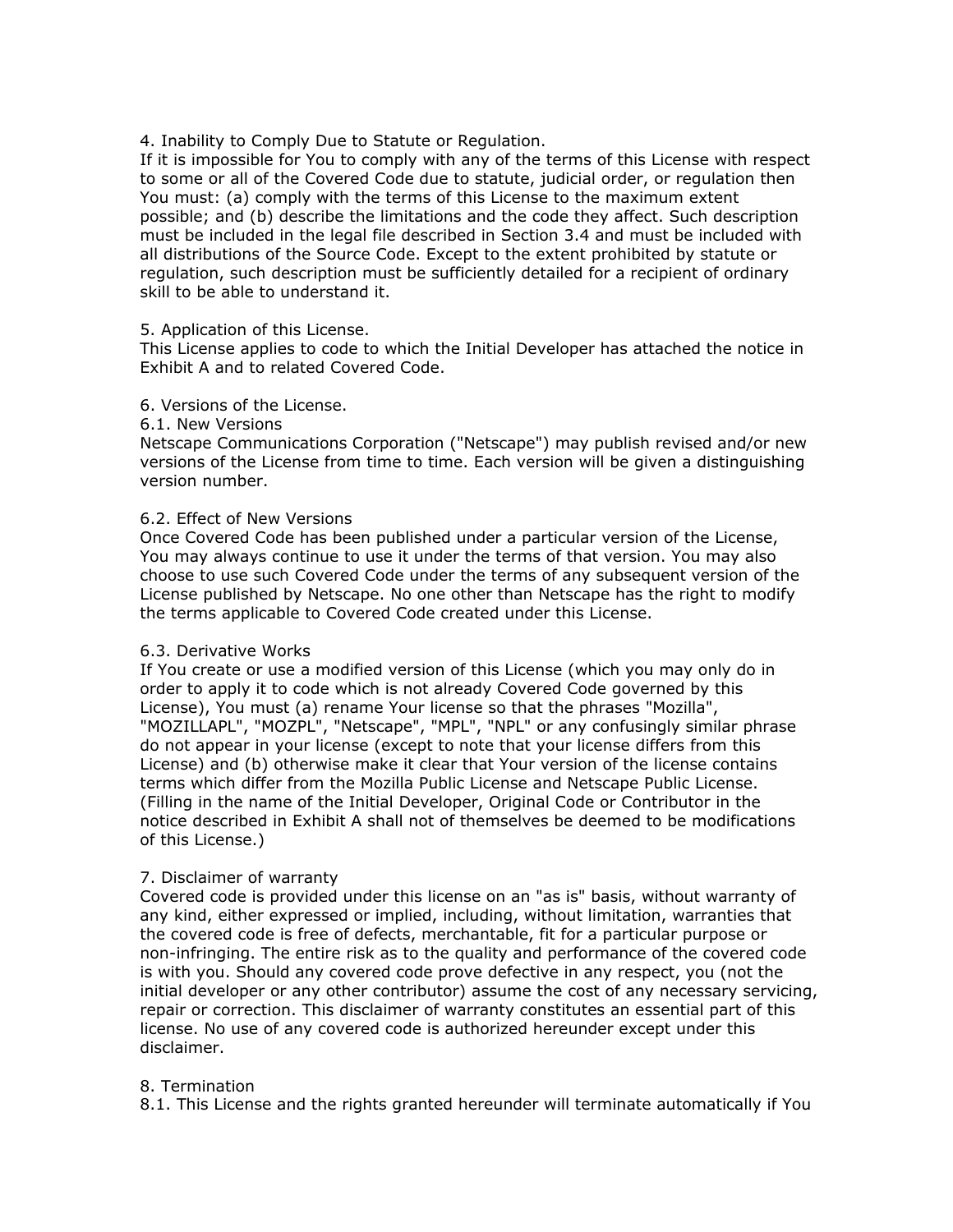4. Inability to Comply Due to Statute or Regulation.
If it is impossible for You to comply with any of the terms of this License with respect to some or all of the Covered Code due to statute, judicial order, or regulation then You must: (a) comply with the terms of this License to the maximum extent possible; and (b) describe the limitations and the code they affect. Such description must be included in the legal file described in Section 3.4 and must be included with all distributions of the Source Code. Except to the extent prohibited by statute or regulation, such description must be sufficiently detailed for a recipient of ordinary skill to be able to understand it.

5. Application of this License.
This License applies to code to which the Initial Developer has attached the notice in Exhibit A and to related Covered Code.

6. Versions of the License.
6.1. New Versions
Netscape Communications Corporation ("Netscape") may publish revised and/or new versions of the License from time to time. Each version will be given a distinguishing version number.

6.2. Effect of New Versions
Once Covered Code has been published under a particular version of the License, You may always continue to use it under the terms of that version. You may also choose to use such Covered Code under the terms of any subsequent version of the License published by Netscape. No one other than Netscape has the right to modify the terms applicable to Covered Code created under this License.

6.3. Derivative Works
If You create or use a modified version of this License (which you may only do in order to apply it to code which is not already Covered Code governed by this License), You must (a) rename Your license so that the phrases "Mozilla", "MOZILLAPL", "MOZPL", "Netscape", "MPL", "NPL" or any confusingly similar phrase do not appear in your license (except to note that your license differs from this License) and (b) otherwise make it clear that Your version of the license contains terms which differ from the Mozilla Public License and Netscape Public License. (Filling in the name of the Initial Developer, Original Code or Contributor in the notice described in Exhibit A shall not of themselves be deemed to be modifications of this License.)

7. Disclaimer of warranty
Covered code is provided under this license on an "as is" basis, without warranty of any kind, either expressed or implied, including, without limitation, warranties that the covered code is free of defects, merchantable, fit for a particular purpose or non-infringing. The entire risk as to the quality and performance of the covered code is with you. Should any covered code prove defective in any respect, you (not the initial developer or any other contributor) assume the cost of any necessary servicing, repair or correction. This disclaimer of warranty constitutes an essential part of this license. No use of any covered code is authorized hereunder except under this disclaimer.

8. Termination
8.1. This License and the rights granted hereunder will terminate automatically if You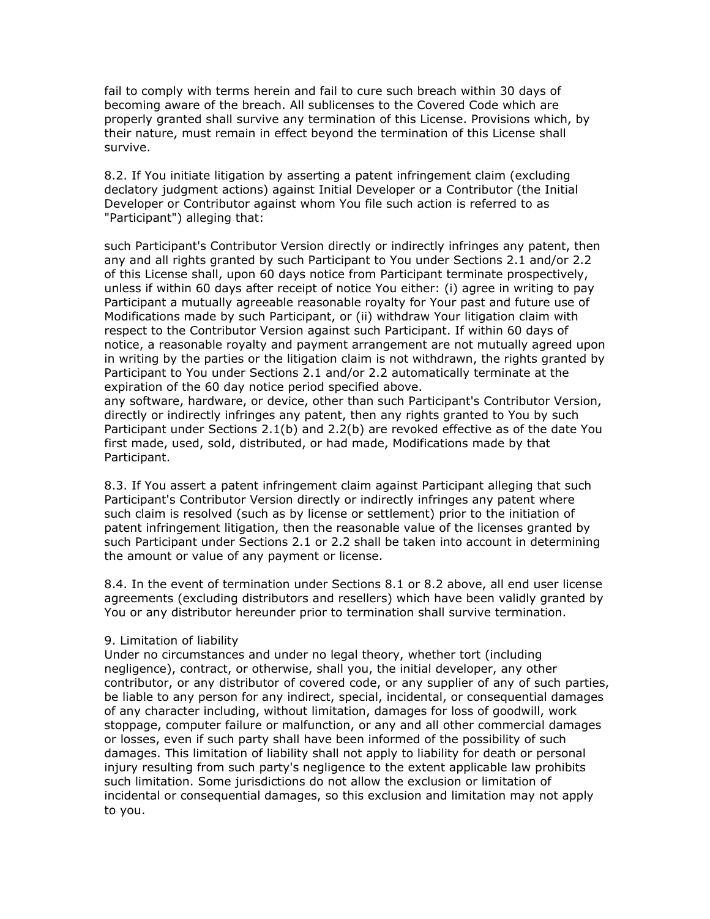fail to comply with terms herein and fail to cure such breach within 30 days of becoming aware of the breach. All sublicenses to the Covered Code which are properly granted shall survive any termination of this License. Provisions which, by their nature, must remain in effect beyond the termination of this License shall survive.

8.2. If You initiate litigation by asserting a patent infringement claim (excluding declatory judgment actions) against Initial Developer or a Contributor (the Initial Developer or Contributor against whom You file such action is referred to as "Participant") alleging that:

such Participant's Contributor Version directly or indirectly infringes any patent, then any and all rights granted by such Participant to You under Sections 2.1 and/or 2.2 of this License shall, upon 60 days notice from Participant terminate prospectively, unless if within 60 days after receipt of notice You either: (i) agree in writing to pay Participant a mutually agreeable reasonable royalty for Your past and future use of Modifications made by such Participant, or (ii) withdraw Your litigation claim with respect to the Contributor Version against such Participant. If within 60 days of notice, a reasonable royalty and payment arrangement are not mutually agreed upon in writing by the parties or the litigation claim is not withdrawn, the rights granted by Participant to You under Sections 2.1 and/or 2.2 automatically terminate at the expiration of the 60 day notice period specified above.
any software, hardware, or device, other than such Participant's Contributor Version, directly or indirectly infringes any patent, then any rights granted to You by such Participant under Sections 2.1(b) and 2.2(b) are revoked effective as of the date You first made, used, sold, distributed, or had made, Modifications made by that Participant.

8.3. If You assert a patent infringement claim against Participant alleging that such Participant's Contributor Version directly or indirectly infringes any patent where such claim is resolved (such as by license or settlement) prior to the initiation of patent infringement litigation, then the reasonable value of the licenses granted by such Participant under Sections 2.1 or 2.2 shall be taken into account in determining the amount or value of any payment or license.

8.4. In the event of termination under Sections 8.1 or 8.2 above, all end user license agreements (excluding distributors and resellers) which have been validly granted by You or any distributor hereunder prior to termination shall survive termination.

9. Limitation of liability
Under no circumstances and under no legal theory, whether tort (including negligence), contract, or otherwise, shall you, the initial developer, any other contributor, or any distributor of covered code, or any supplier of any of such parties, be liable to any person for any indirect, special, incidental, or consequential damages of any character including, without limitation, damages for loss of goodwill, work stoppage, computer failure or malfunction, or any and all other commercial damages or losses, even if such party shall have been informed of the possibility of such damages. This limitation of liability shall not apply to liability for death or personal injury resulting from such party's negligence to the extent applicable law prohibits such limitation. Some jurisdictions do not allow the exclusion or limitation of incidental or consequential damages, so this exclusion and limitation may not apply to you.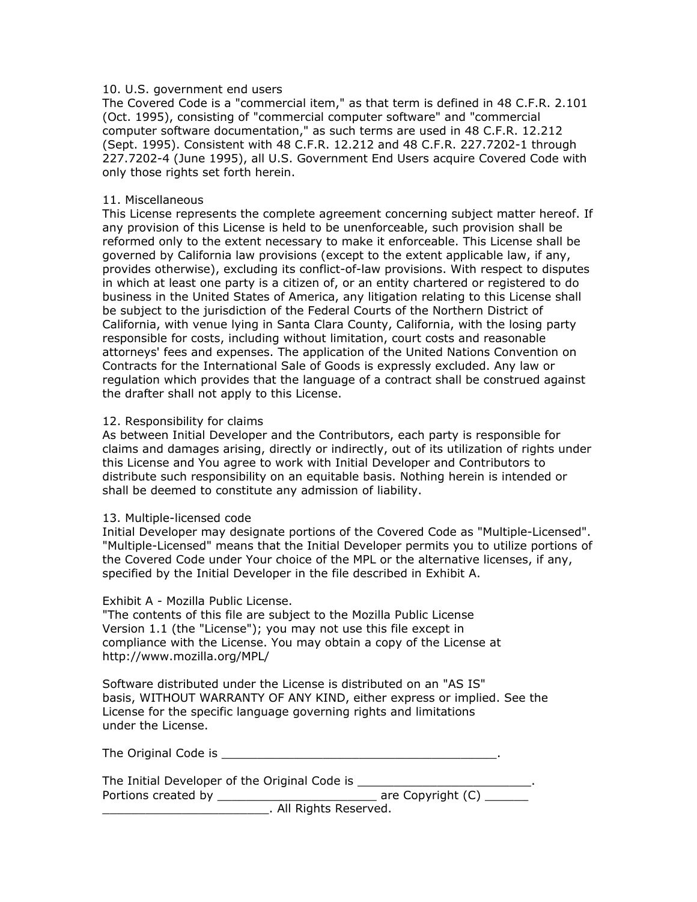## 10. U.S. government end users

The Covered Code is a "commercial item," as that term is defined in 48 C.F.R. 2.101 (Oct. 1995), consisting of "commercial computer software" and "commercial computer software documentation," as such terms are used in 48 C.F.R. 12.212 (Sept. 1995). Consistent with 48 C.F.R. 12.212 and 48 C.F.R. 227.7202-1 through 227.7202-4 (June 1995), all U.S. Government End Users acquire Covered Code with only those rights set forth herein.

## 11. Miscellaneous

This License represents the complete agreement concerning subject matter hereof. If any provision of this License is held to be unenforceable, such provision shall be reformed only to the extent necessary to make it enforceable. This License shall be governed by California law provisions (except to the extent applicable law, if any, provides otherwise), excluding its conflict-of-law provisions. With respect to disputes in which at least one party is a citizen of, or an entity chartered or registered to do business in the United States of America, any litigation relating to this License shall be subject to the jurisdiction of the Federal Courts of the Northern District of California, with venue lying in Santa Clara County, California, with the losing party responsible for costs, including without limitation, court costs and reasonable attorneys' fees and expenses. The application of the United Nations Convention on Contracts for the International Sale of Goods is expressly excluded. Any law or regulation which provides that the language of a contract shall be construed against the drafter shall not apply to this License.

## 12. Responsibility for claims

As between Initial Developer and the Contributors, each party is responsible for claims and damages arising, directly or indirectly, out of its utilization of rights under this License and You agree to work with Initial Developer and Contributors to distribute such responsibility on an equitable basis. Nothing herein is intended or shall be deemed to constitute any admission of liability.

## 13. Multiple-licensed code

Initial Developer may designate portions of the Covered Code as "Multiple-Licensed". "Multiple-Licensed" means that the Initial Developer permits you to utilize portions of the Covered Code under Your choice of the MPL or the alternative licenses, if any, specified by the Initial Developer in the file described in Exhibit A.

## Exhibit A - Mozilla Public License.

"The contents of this file are subject to the Mozilla Public License Version 1.1 (the "License"); you may not use this file except in compliance with the License. You may obtain a copy of the License at http://www.mozilla.org/MPL/

Software distributed under the License is distributed on an "AS IS" basis, WITHOUT WARRANTY OF ANY KIND, either express or implied. See the License for the specific language governing rights and limitations under the License.

The Original Code is ______________________________________.

The Initial Developer of the Original Code is ________________________.
Portions created by ______________________ are Copyright (C) ______
_______________________. All Rights Reserved.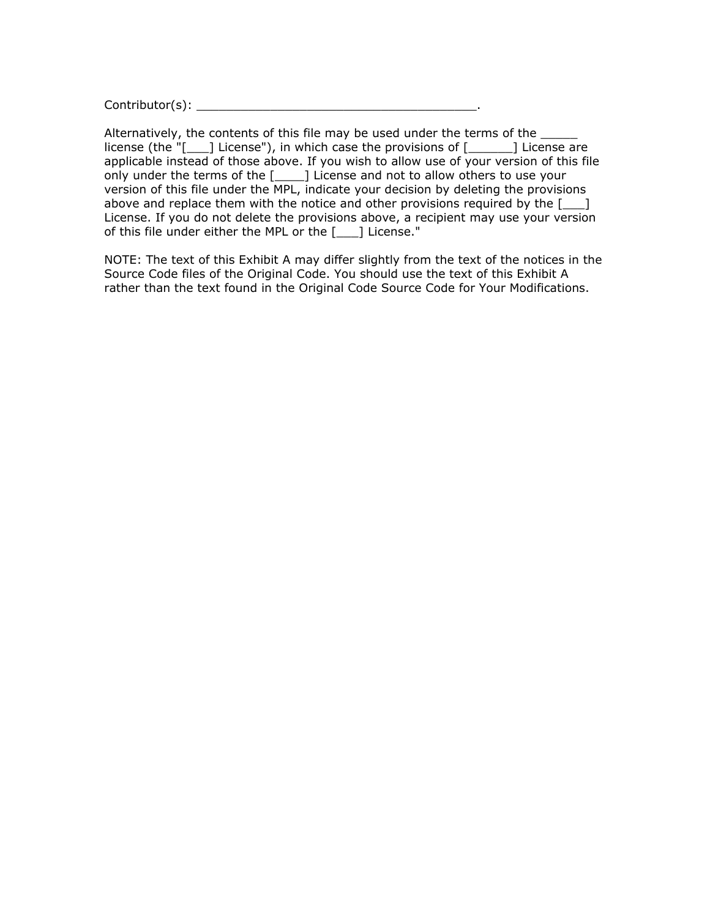Contributor(s): ______________________________________.

Alternatively, the contents of this file may be used under the terms of the _____ license (the "[___] License"), in which case the provisions of [______] License are applicable instead of those above. If you wish to allow use of your version of this file only under the terms of the [____] License and not to allow others to use your version of this file under the MPL, indicate your decision by deleting the provisions above and replace them with the notice and other provisions required by the [___] License. If you do not delete the provisions above, a recipient may use your version of this file under either the MPL or the [___] License."

NOTE: The text of this Exhibit A may differ slightly from the text of the notices in the Source Code files of the Original Code. You should use the text of this Exhibit A rather than the text found in the Original Code Source Code for Your Modifications.